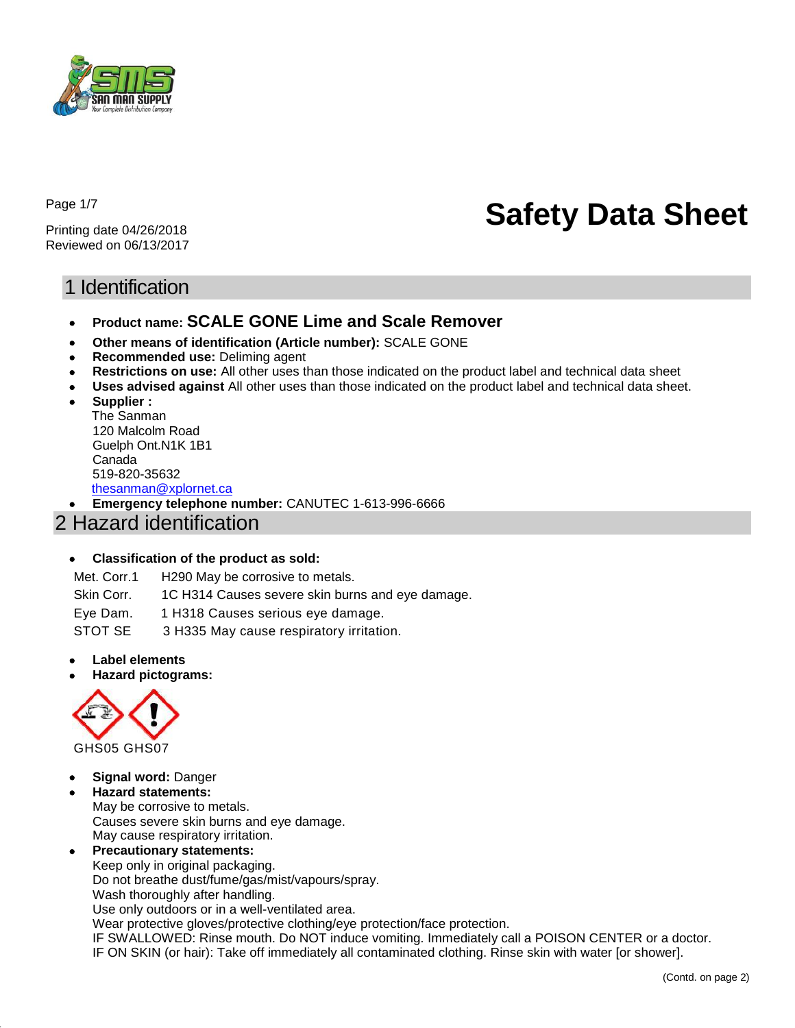SAN MAN SUPPLY
Your Complete Distribution Company

Printing date 04/26/2018
Reviewed on 06/13/2017

# Safety Data Sheet

## 1 Identification

- **Product name: SCALE GONE Lime and Scale Remover**
- **Other means of identification (Article number):** SCALE GONE
- **Recommended use:** Deliming agent
- **Restrictions on use:** All other uses than those indicated on the product label and technical data sheet
- **Uses advised against** All other uses than those indicated on the product label and technical data sheet.
- **Supplier :**
  The Sanman
  120 Malcolm Road
  Guelph Ont.N1K 1B1
  Canada
  519-820-35632
  thesanman@xplornet.ca
- **Emergency telephone number:** CANUTEC 1-613-996-6666

## 2 Hazard identification

- **Classification of the product as sold:**

| | |
|---|---|
| Met. Corr.1 | H290 May be corrosive to metals. |
| Skin Corr. | 1C H314 Causes severe skin burns and eye damage. |
| Eye Dam. | 1 H318 Causes serious eye damage. |
| STOT SE | 3 H335 May cause respiratory irritation. |

- **Label elements**
- **Hazard pictograms:**

GHS05 GHS07

- **Signal word:** Danger
- **Hazard statements:**
  May be corrosive to metals.
  Causes severe skin burns and eye damage.
  May cause respiratory irritation.
- **Precautionary statements:**
  Keep only in original packaging.
  Do not breathe dust/fume/gas/mist/vapours/spray.
  Wash thoroughly after handling.
  Use only outdoors or in a well-ventilated area.
  Wear protective gloves/protective clothing/eye protection/face protection.
  IF SWALLOWED: Rinse mouth. Do NOT induce vomiting. Immediately call a POISON CENTER or a doctor.
  IF ON SKIN (or hair): Take off immediately all contaminated clothing. Rinse skin with water [or shower].

(Contd. on page 2)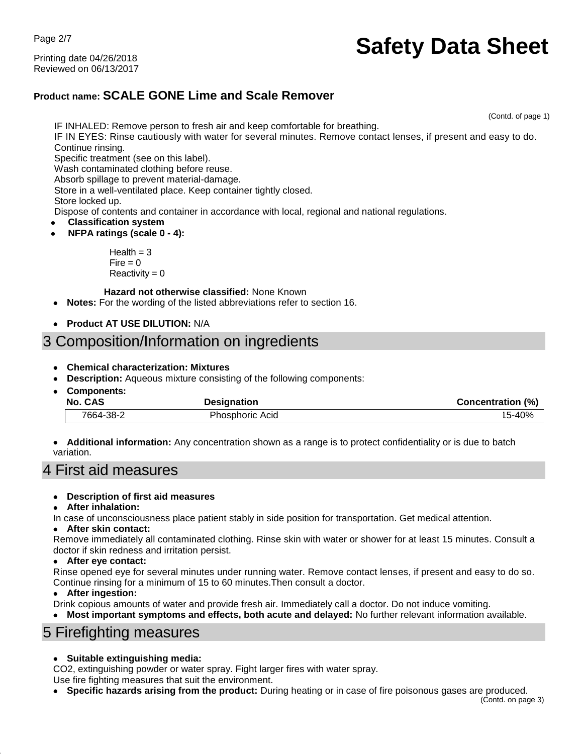**Product name: SCALE GONE Lime and Scale Remover**

(Contd. of page 1)

IF INHALED: Remove person to fresh air and keep comfortable for breathing.
IF IN EYES: Rinse cautiously with water for several minutes. Remove contact lenses, if present and easy to do. Continue rinsing.
Specific treatment (see on this label).
Wash contaminated clothing before reuse.
Absorb spillage to prevent material-damage.
Store in a well-ventilated place. Keep container tightly closed.
Store locked up.
Dispose of contents and container in accordance with local, regional and national regulations.

- **Classification system**
- **NFPA ratings (scale 0 - 4):**

  Health = 3
  Fire = 0
  Reactivity = 0

  **Hazard not otherwise classified:** None Known
- **Notes:** For the wording of the listed abbreviations refer to section 16.
- **Product AT USE DILUTION:** N/A

## 3 Composition/Information on ingredients

- **Chemical characterization: Mixtures**
- **Description:** Aqueous mixture consisting of the following components:
- **Components:**

| No. CAS | Designation | Concentration (%) |
|---|---|---|
| 7664-38-2 | Phosphoric Acid | 15-40% |

- **Additional information:** Any concentration shown as a range is to protect confidentiality or is due to batch variation.

## 4 First aid measures

- **Description of first aid measures**
- **After inhalation:**

In case of unconsciousness place patient stably in side position for transportation. Get medical attention.

- **After skin contact:**

Remove immediately all contaminated clothing. Rinse skin with water or shower for at least 15 minutes. Consult a doctor if skin redness and irritation persist.

- **After eye contact:**

Rinse opened eye for several minutes under running water. Remove contact lenses, if present and easy to do so. Continue rinsing for a minimum of 15 to 60 minutes.Then consult a doctor.

- **After ingestion:**

Drink copious amounts of water and provide fresh air. Immediately call a doctor. Do not induce vomiting.

- **Most important symptoms and effects, both acute and delayed:** No further relevant information available.

## 5 Firefighting measures

- **Suitable extinguishing media:**

$CO_2$, extinguishing powder or water spray. Fight larger fires with water spray.
Use fire fighting measures that suit the environment.

- **Specific hazards arising from the product:** During heating or in case of fire poisonous gases are produced.

(Contd. on page 3)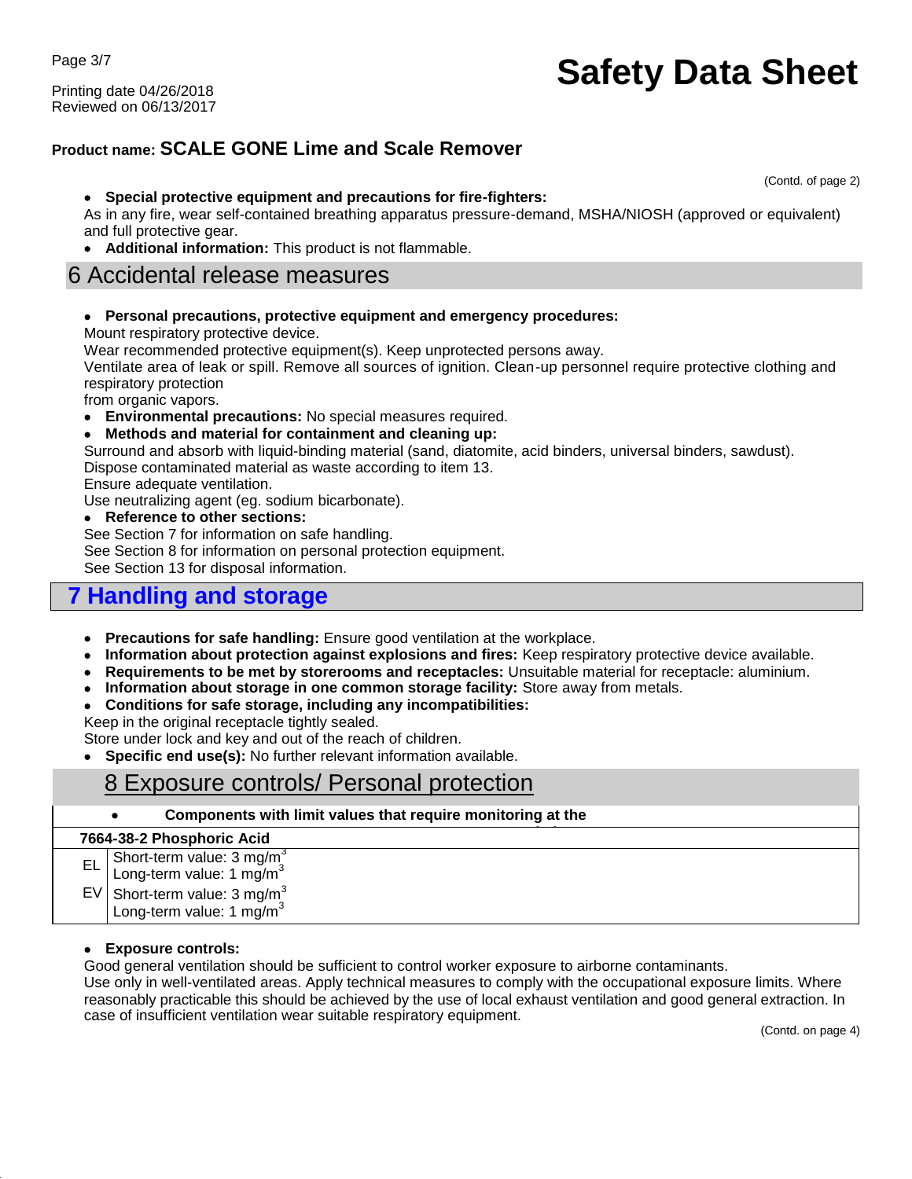**Product name: SCALE GONE Lime and Scale Remover**

(Contd. of page 2)

- **Special protective equipment and precautions for fire-fighters:**

As in any fire, wear self-contained breathing apparatus pressure-demand, MSHA/NIOSH (approved or equivalent) and full protective gear.

- **Additional information:** This product is not flammable.

## 6 Accidental release measures

- **Personal precautions, protective equipment and emergency procedures:**

Mount respiratory protective device.
Wear recommended protective equipment(s). Keep unprotected persons away.
Ventilate area of leak or spill. Remove all sources of ignition. Clean-up personnel require protective clothing and respiratory protection
from organic vapors.

- **Environmental precautions:** No special measures required.
- **Methods and material for containment and cleaning up:**

Surround and absorb with liquid-binding material (sand, diatomite, acid binders, universal binders, sawdust).
Dispose contaminated material as waste according to item 13.
Ensure adequate ventilation.
Use neutralizing agent (eg. sodium bicarbonate).

- **Reference to other sections:**

See Section 7 for information on safe handling.
See Section 8 for information on personal protection equipment.
See Section 13 for disposal information.

## 7 Handling and storage

- **Precautions for safe handling:** Ensure good ventilation at the workplace.
- **Information about protection against explosions and fires:** Keep respiratory protective device available.
- **Requirements to be met by storerooms and receptacles:** Unsuitable material for receptacle: aluminium.
- **Information about storage in one common storage facility:** Store away from metals.
- **Conditions for safe storage, including any incompatibilities:**

Keep in the original receptacle tightly sealed.
Store under lock and key and out of the reach of children.

- **Specific end use(s):** No further relevant information available.

## 8 Exposure controls/ Personal protection

- **Components with limit values that require monitoring at the**

| **7664-38-2 Phosphoric Acid** | |
|---|---|
| EL | Short-term value: 3 mg/m$^3$<br>Long-term value: 1 mg/m$^3$ |
| EV | Short-term value: 3 mg/m$^3$<br>Long-term value: 1 mg/m$^3$ |

- **Exposure controls:**

Good general ventilation should be sufficient to control worker exposure to airborne contaminants.
Use only in well-ventilated areas. Apply technical measures to comply with the occupational exposure limits. Where reasonably practicable this should be achieved by the use of local exhaust ventilation and good general extraction. In case of insufficient ventilation wear suitable respiratory equipment.

(Contd. on page 4)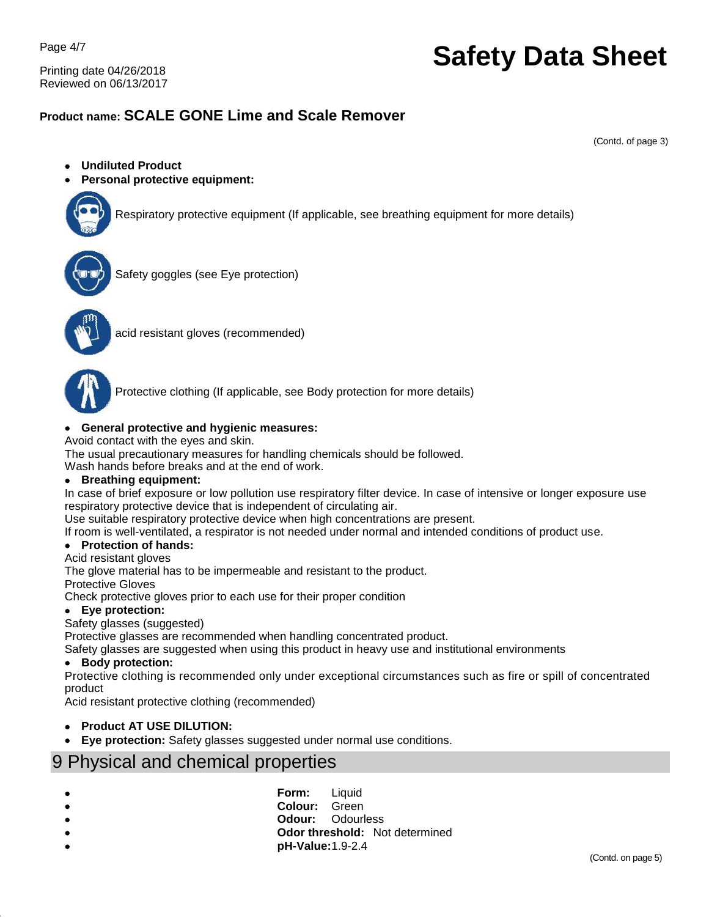(Contd. of page 3)

- **Undiluted Product**
- **Personal protective equipment:**

Respiratory protective equipment (If applicable, see breathing equipment for more details)

Safety goggles (see Eye protection)

acid resistant gloves (recommended)

Protective clothing (If applicable, see Body protection for more details)

- **General protective and hygienic measures:**

Avoid contact with the eyes and skin.
The usual precautionary measures for handling chemicals should be followed.
Wash hands before breaks and at the end of work.

- **Breathing equipment:**

In case of brief exposure or low pollution use respiratory filter device. In case of intensive or longer exposure use respiratory protective device that is independent of circulating air.
Use suitable respiratory protective device when high concentrations are present.
If room is well-ventilated, a respirator is not needed under normal and intended conditions of product use.

- **Protection of hands:**

Acid resistant gloves
The glove material has to be impermeable and resistant to the product.
Protective Gloves
Check protective gloves prior to each use for their proper condition

- **Eye protection:**

Safety glasses (suggested)
Protective glasses are recommended when handling concentrated product.
Safety glasses are suggested when using this product in heavy use and institutional environments

- **Body protection:**

Protective clothing is recommended only under exceptional circumstances such as fire or spill of concentrated product
Acid resistant protective clothing (recommended)

- **Product AT USE DILUTION:**
- **Eye protection:** Safety glasses suggested under normal use conditions.

## 9 Physical and chemical properties

- **Form:** Liquid
- **Colour:** Green
- **Odour:** Odourless
- **Odor threshold:** Not determined
- **pH-Value:** 1.9-2.4

(Contd. on page 5)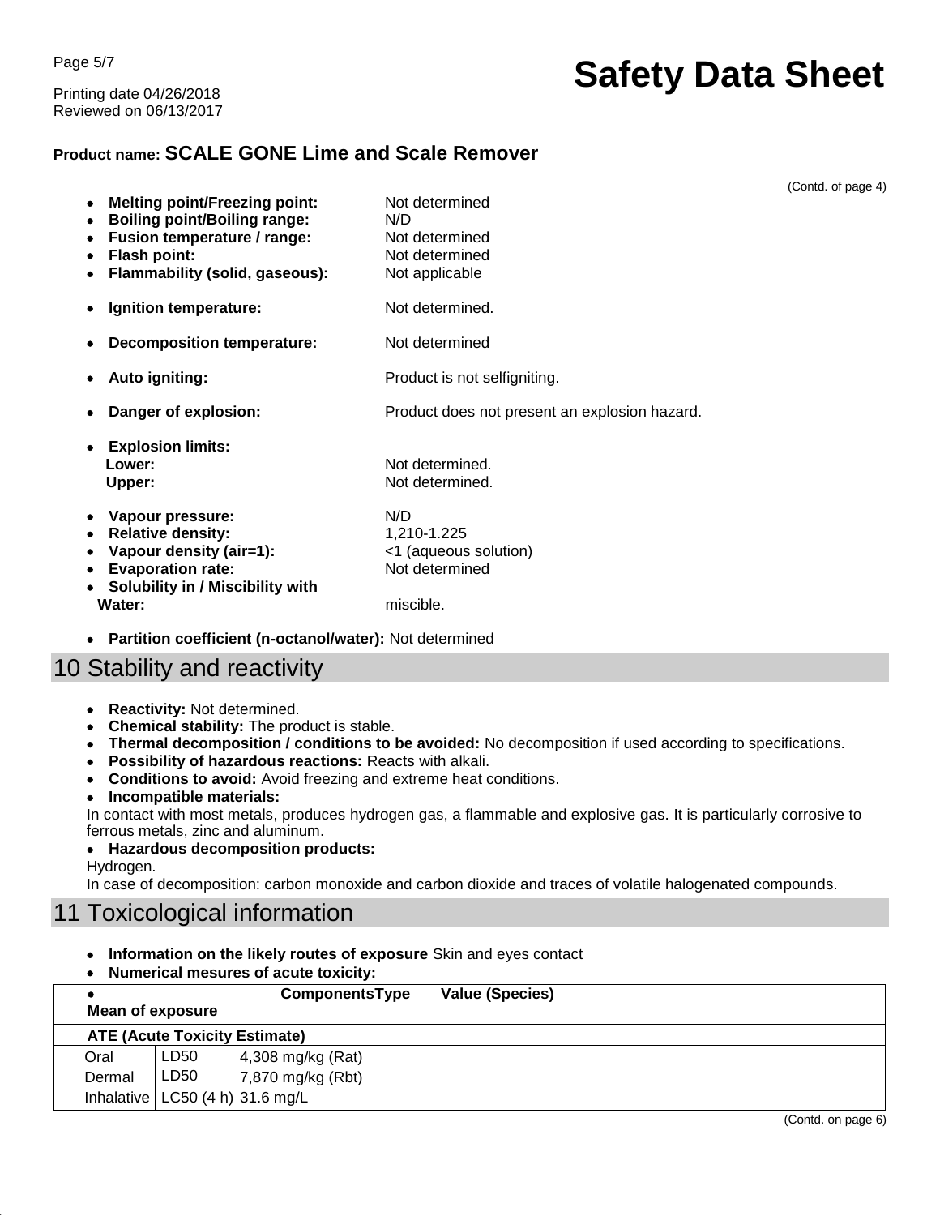# Safety Data Sheet

**Product name: SCALE GONE Lime and Scale Remover**

(Contd. of page 4)

- **Melting point/Freezing point:** Not determined
- **Boiling point/Boiling range:** N/D
- **Fusion temperature / range:** Not determined
- **Flash point:** Not determined
- **Flammability (solid, gaseous):** Not applicable
- **Ignition temperature:** Not determined.
- **Decomposition temperature:** Not determined
- **Auto igniting:** Product is not selfigniting.
- **Danger of explosion:** Product does not present an explosion hazard.
- **Explosion limits:**
  **Lower:** Not determined.
  **Upper:** Not determined.
- **Vapour pressure:** N/D
- **Relative density:** 1,210-1.225
- **Vapour density (air=1):** <1 (aqueous solution)
- **Evaporation rate:** Not determined
- **Solubility in / Miscibility with**
  **Water:** miscible.
- **Partition coefficient (n-octanol/water):** Not determined

## 10 Stability and reactivity

- **Reactivity:** Not determined.
- **Chemical stability:** The product is stable.
- **Thermal decomposition / conditions to be avoided:** No decomposition if used according to specifications.
- **Possibility of hazardous reactions:** Reacts with alkali.
- **Conditions to avoid:** Avoid freezing and extreme heat conditions.
- **Incompatible materials:**

In contact with most metals, produces hydrogen gas, a flammable and explosive gas. It is particularly corrosive to ferrous metals, zinc and aluminum.

- **Hazardous decomposition products:**

Hydrogen.
In case of decomposition: carbon monoxide and carbon dioxide and traces of volatile halogenated compounds.

## 11 Toxicological information

- **Information on the likely routes of exposure** Skin and eyes contact
- **Numerical mesures of acute toxicity:**

| Mean of exposure | ComponentsType | Value (Species) |
|---|---|---|
| **ATE (Acute Toxicity Estimate)** | | |
| Oral | LD50 | 4,308 mg/kg (Rat) |
| Dermal | LD50 | 7,870 mg/kg (Rbt) |
| Inhalative | LC50 (4 h) | 31.6 mg/L |

(Contd. on page 6)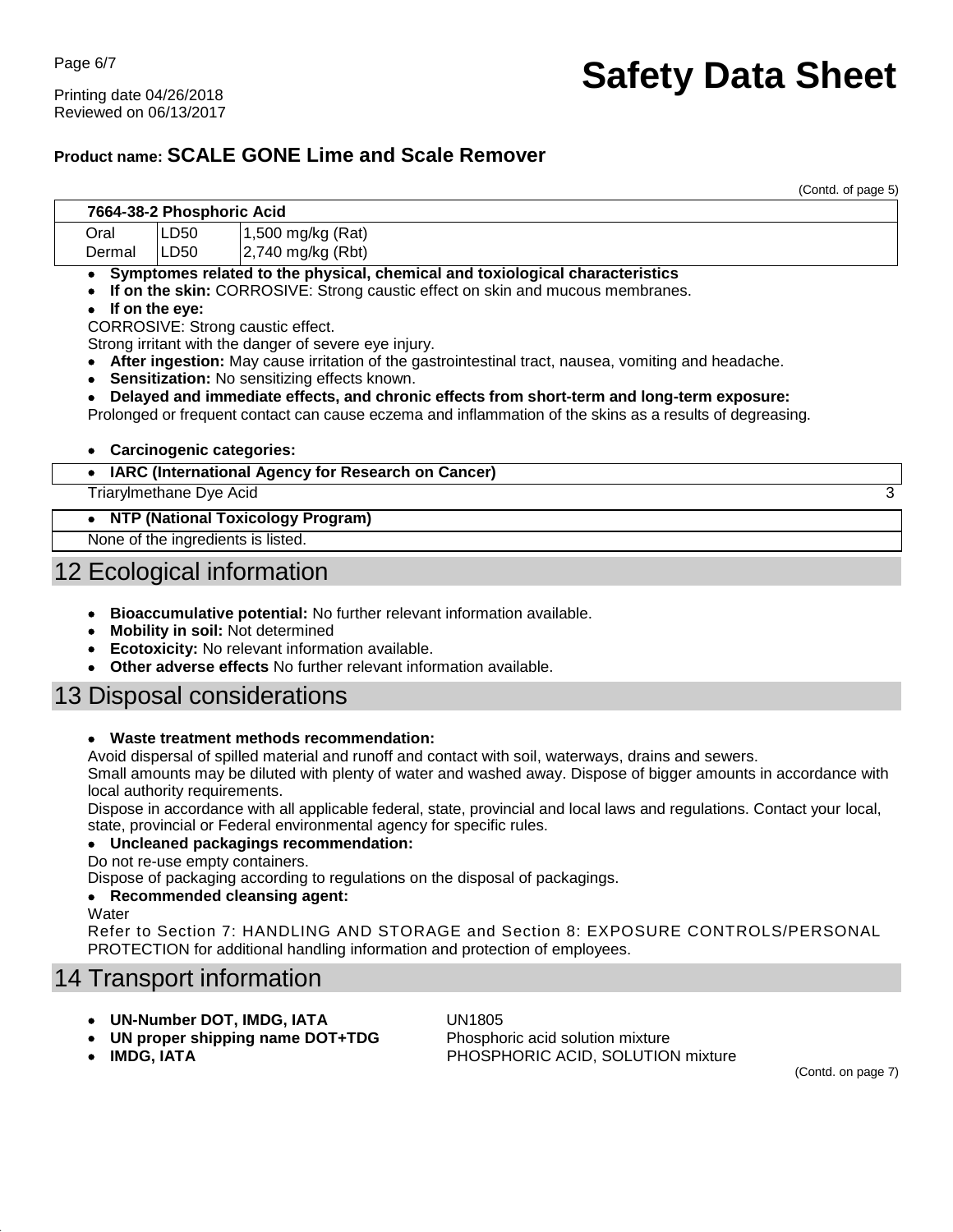(Contd. of page 5)

| 7664-38-2 Phosphoric Acid | | |
|---|---|---|
| Oral | LD50 | 1,500 mg/kg (Rat) |
| Dermal | LD50 | 2,740 mg/kg (Rbt) |

- **Symptomes related to the physical, chemical and toxiological characteristics**
- **If on the skin:** CORROSIVE: Strong caustic effect on skin and mucous membranes.
- **If on the eye:**

CORROSIVE: Strong caustic effect.
Strong irritant with the danger of severe eye injury.

- **After ingestion:** May cause irritation of the gastrointestinal tract, nausea, vomiting and headache.
- **Sensitization:** No sensitizing effects known.
- **Delayed and immediate effects, and chronic effects from short-term and long-term exposure:**

Prolonged or frequent contact can cause eczema and inflammation of the skins as a results of degreasing.

- **Carcinogenic categories:**

| • IARC (International Agency for Research on Cancer) | |
|---|---|
| Triarylmethane Dye Acid | 3 |

| • NTP (National Toxicology Program) |
|---|
| None of the ingredients is listed. |

## 12 Ecological information

- **Bioaccumulative potential:** No further relevant information available.
- **Mobility in soil:** Not determined
- **Ecotoxicity:** No relevant information available.
- **Other adverse effects** No further relevant information available.

## 13 Disposal considerations

- **Waste treatment methods recommendation:**

Avoid dispersal of spilled material and runoff and contact with soil, waterways, drains and sewers.
Small amounts may be diluted with plenty of water and washed away. Dispose of bigger amounts in accordance with local authority requirements.
Dispose in accordance with all applicable federal, state, provincial and local laws and regulations. Contact your local, state, provincial or Federal environmental agency for specific rules.

- **Uncleaned packagings recommendation:**

Do not re-use empty containers.
Dispose of packaging according to regulations on the disposal of packagings.

- **Recommended cleansing agent:**

Water
Refer to Section 7: HANDLING AND STORAGE and Section 8: EXPOSURE CONTROLS/PERSONAL PROTECTION for additional handling information and protection of employees.

## 14 Transport information

- **UN-Number DOT, IMDG, IATA** UN1805
- **UN proper shipping name DOT+TDG** Phosphoric acid solution mixture
- **IMDG, IATA** PHOSPHORIC ACID, SOLUTION mixture

(Contd. on page 7)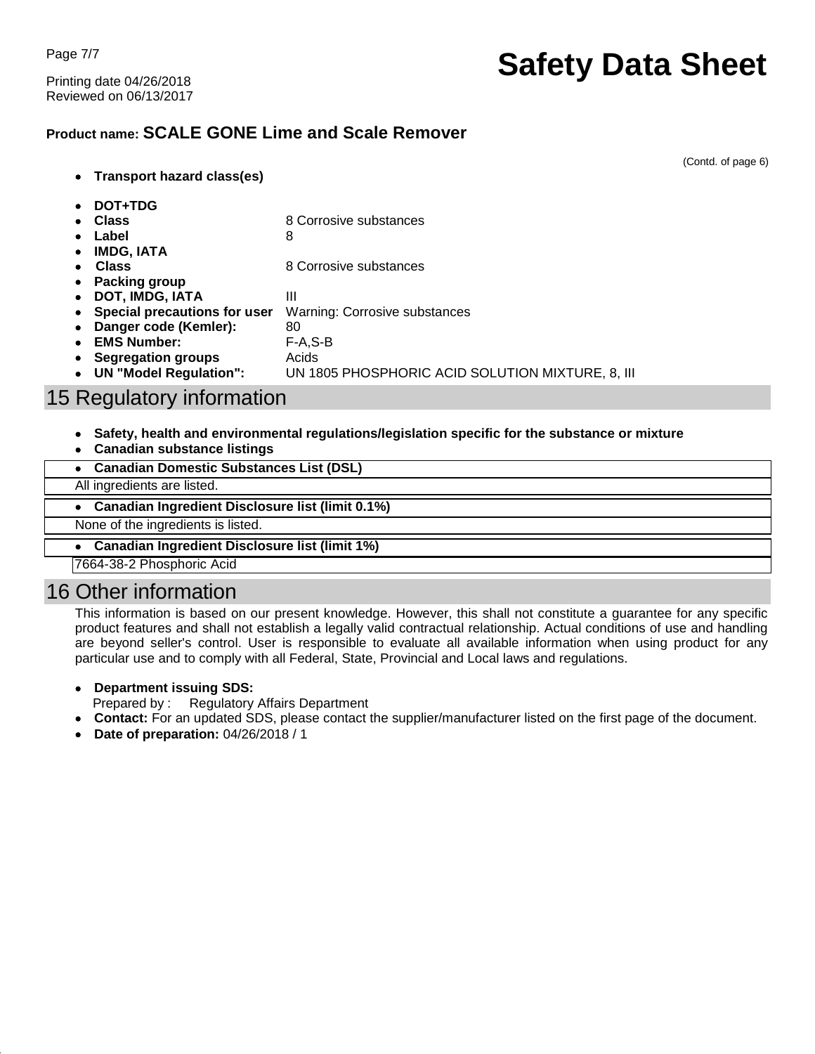(Contd. of page 6)

- **Transport hazard class(es)**

- **DOT+TDG**
- **Class** 8 Corrosive substances
- **Label** 8
- **IMDG, IATA**
- **Class** 8 Corrosive substances
- **Packing group**
- **DOT, IMDG, IATA** III
- **Special precautions for user** Warning: Corrosive substances
- **Danger code (Kemler):** 80
- **EMS Number:** F-A,S-B
- **Segregation groups** Acids
- **UN "Model Regulation":** UN 1805 PHOSPHORIC ACID SOLUTION MIXTURE, 8, III

## 15 Regulatory information

- **Safety, health and environmental regulations/legislation specific for the substance or mixture**
- **Canadian substance listings**

- **Canadian Domestic Substances List (DSL)**

All ingredients are listed.

- **Canadian Ingredient Disclosure list (limit 0.1%)**

None of the ingredients is listed.

- **Canadian Ingredient Disclosure list (limit 1%)**

7664-38-2 Phosphoric Acid

## 16 Other information

This information is based on our present knowledge. However, this shall not constitute a guarantee for any specific product features and shall not establish a legally valid contractual relationship. Actual conditions of use and handling are beyond seller's control. User is responsible to evaluate all available information when using product for any particular use and to comply with all Federal, State, Provincial and Local laws and regulations.

- **Department issuing SDS:**
  Prepared by : Regulatory Affairs Department
- **Contact:** For an updated SDS, please contact the supplier/manufacturer listed on the first page of the document.
- **Date of preparation:** 04/26/2018 / 1